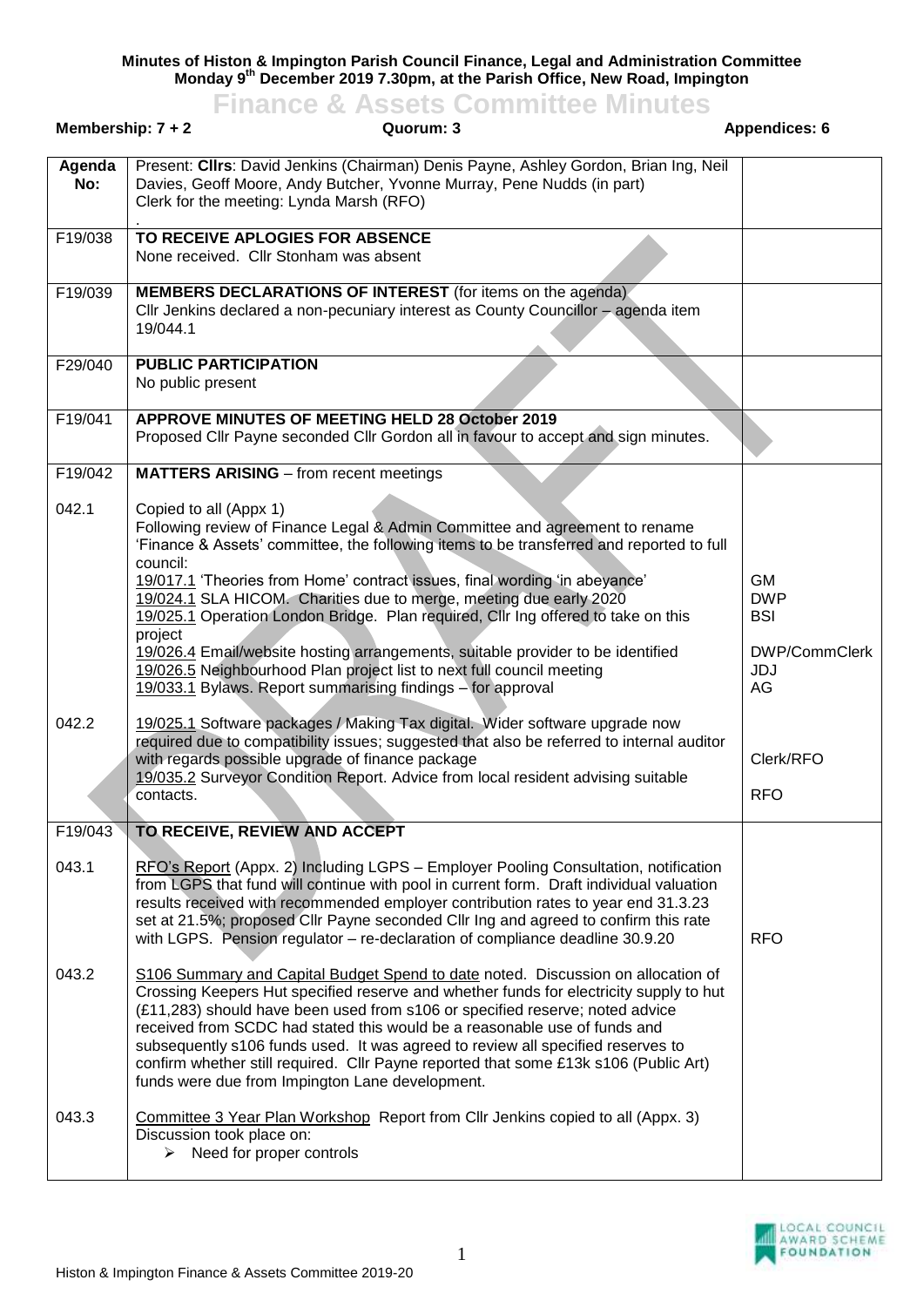**Minutes of Histon & Impington Parish Council Finance, Legal and Administration Committee**
**Monday 9th December 2019 7.30pm, at the Parish Office, New Road, Impington**

# Finance & Assets Committee Minutes

**Membership: 7 + 2** | **Quorum: 3** | **Appendices: 6**

| Agenda No: | | |
|---|---|---|
| | Present: **Cllrs**: David Jenkins (Chairman) Denis Payne, Ashley Gordon, Brian Ing, Neil Davies, Geoff Moore, Andy Butcher, Yvonne Murray, Pene Nudds (in part)<br>Clerk for the meeting: Lynda Marsh (RFO)<br>. | |
| F19/038 | **TO RECEIVE APLOGIES FOR ABSENCE**<br>None received. Cllr Stonham was absent | |
| F19/039 | **MEMBERS DECLARATIONS OF INTEREST** (for items on the agenda)<br>Cllr Jenkins declared a non-pecuniary interest as County Councillor – agenda item 19/044.1 | |
| F29/040 | **PUBLIC PARTICIPATION**<br>No public present | |
| F19/041 | **APPROVE MINUTES OF MEETING HELD 28 October 2019**<br>Proposed Cllr Payne seconded Cllr Gordon all in favour to accept and sign minutes. | |
| F19/042 | **MATTERS ARISING** – from recent meetings | |
| 042.1 | Copied to all (Appx 1)<br>Following review of Finance Legal & Admin Committee and agreement to rename 'Finance & Assets' committee, the following items to be transferred and reported to full council:<br>19/017.1 'Theories from Home' contract issues, final wording 'in abeyance'<br>19/024.1 SLA HICOM. Charities due to merge, meeting due early 2020<br>19/025.1 Operation London Bridge. Plan required, Cllr Ing offered to take on this project<br>19/026.4 Email/website hosting arrangements, suitable provider to be identified<br>19/026.5 Neighbourhood Plan project list to next full council meeting<br>19/033.1 Bylaws. Report summarising findings – for approval | GM<br>DWP<br>BSI<br><br>DWP/CommClerk<br>JDJ<br>AG |
| 042.2 | 19/025.1 Software packages / Making Tax digital. Wider software upgrade now required due to compatibility issues; suggested that also be referred to internal auditor with regards possible upgrade of finance package<br>19/035.2 Surveyor Condition Report. Advice from local resident advising suitable contacts. | Clerk/RFO<br><br>RFO |
| F19/043 | **TO RECEIVE, REVIEW AND ACCEPT** | |
| 043.1 | RFO's Report (Appx. 2) Including LGPS – Employer Pooling Consultation, notification from LGPS that fund will continue with pool in current form. Draft individual valuation results received with recommended employer contribution rates to year end 31.3.23 set at 21.5%; proposed Cllr Payne seconded Cllr Ing and agreed to confirm this rate with LGPS. Pension regulator – re-declaration of compliance deadline 30.9.20 | RFO |
| 043.2 | S106 Summary and Capital Budget Spend to date noted. Discussion on allocation of Crossing Keepers Hut specified reserve and whether funds for electricity supply to hut (£11,283) should have been used from s106 or specified reserve; noted advice received from SCDC had stated this would be a reasonable use of funds and subsequently s106 funds used. It was agreed to review all specified reserves to confirm whether still required. Cllr Payne reported that some £13k s106 (Public Art) funds were due from Impington Lane development. | |
| 043.3 | Committee 3 Year Plan Workshop Report from Cllr Jenkins copied to all (Appx. 3)<br>Discussion took place on:<br>➢ Need for proper controls | |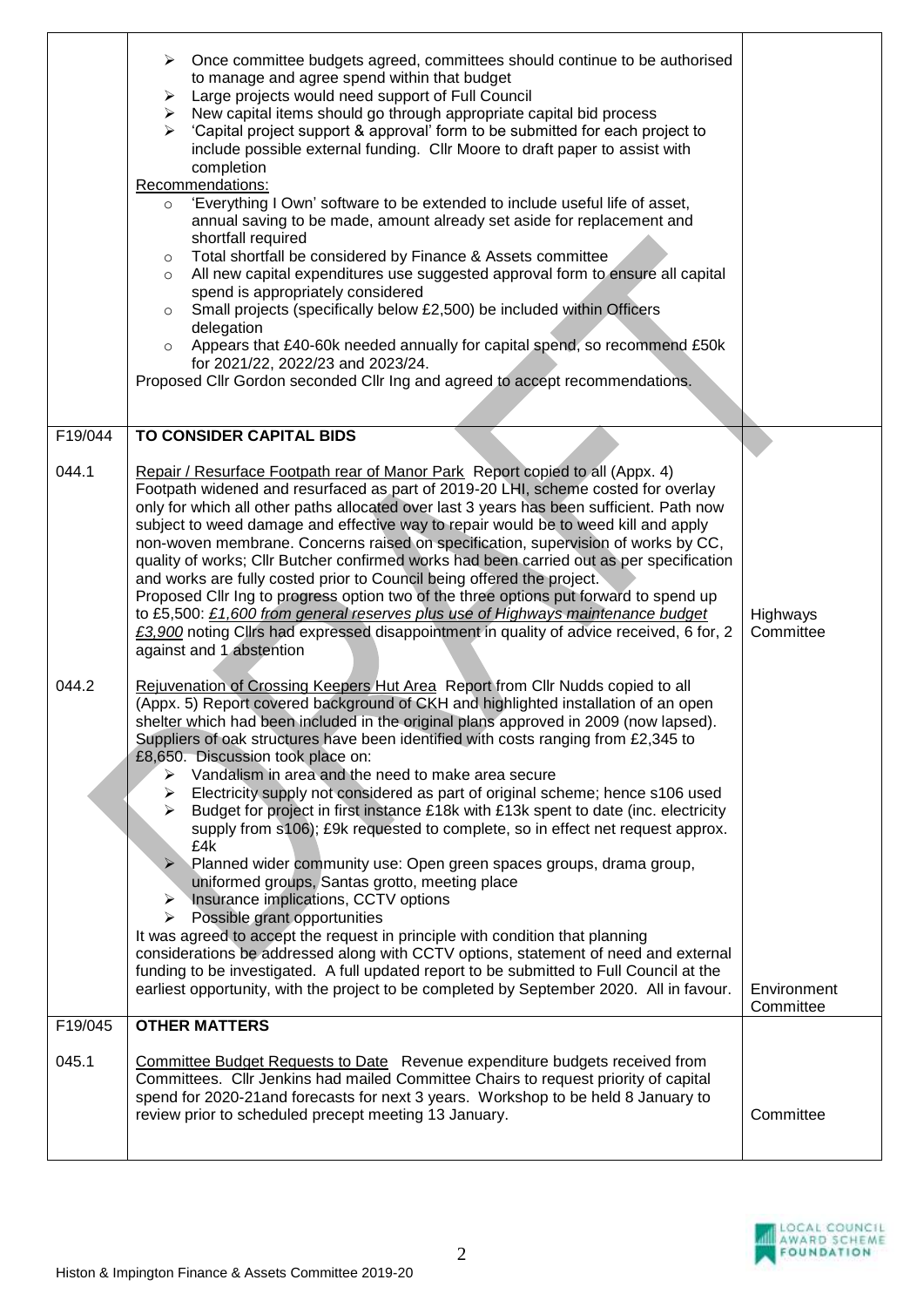| | | |
|---|---|---|
| | ➢ Once committee budgets agreed, committees should continue to be authorised to manage and agree spend within that budget<br>➢ Large projects would need support of Full Council<br>➢ New capital items should go through appropriate capital bid process<br>➢ 'Capital project support & approval' form to be submitted for each project to include possible external funding. Cllr Moore to draft paper to assist with completion<br>Recommendations:<br>○ 'Everything I Own' software to be extended to include useful life of asset, annual saving to be made, amount already set aside for replacement and shortfall required<br>○ Total shortfall be considered by Finance & Assets committee<br>○ All new capital expenditures use suggested approval form to ensure all capital spend is appropriately considered<br>○ Small projects (specifically below £2,500) be included within Officers delegation<br>○ Appears that £40-60k needed annually for capital spend, so recommend £50k for 2021/22, 2022/23 and 2023/24.<br>Proposed Cllr Gordon seconded Cllr Ing and agreed to accept recommendations. | |
| F19/044 | **TO CONSIDER CAPITAL BIDS** | |
| 044.1 | Repair / Resurface Footpath rear of Manor Park Report copied to all (Appx. 4) Footpath widened and resurfaced as part of 2019-20 LHI, scheme costed for overlay only for which all other paths allocated over last 3 years has been sufficient. Path now subject to weed damage and effective way to repair would be to weed kill and apply non-woven membrane. Concerns raised on specification, supervision of works by CC, quality of works; Cllr Butcher confirmed works had been carried out as per specification and works are fully costed prior to Council being offered the project.<br>Proposed Cllr Ing to progress option two of the three options put forward to spend up to £5,500: *£1,600 from general reserves plus use of Highways maintenance budget £3,900* noting Cllrs had expressed disappointment in quality of advice received, 6 for, 2 against and 1 abstention | Highways Committee |
| 044.2 | Rejuvenation of Crossing Keepers Hut Area Report from Cllr Nudds copied to all (Appx. 5) Report covered background of CKH and highlighted installation of an open shelter which had been included in the original plans approved in 2009 (now lapsed). Suppliers of oak structures have been identified with costs ranging from £2,345 to £8,650. Discussion took place on:<br>➢ Vandalism in area and the need to make area secure<br>➢ Electricity supply not considered as part of original scheme; hence s106 used<br>➢ Budget for project in first instance £18k with £13k spent to date (inc. electricity supply from s106); £9k requested to complete, so in effect net request approx. £4k<br>➢ Planned wider community use: Open green spaces groups, drama group, uniformed groups, Santas grotto, meeting place<br>➢ Insurance implications, CCTV options<br>➢ Possible grant opportunities<br>It was agreed to accept the request in principle with condition that planning considerations be addressed along with CCTV options, statement of need and external funding to be investigated. A full updated report to be submitted to Full Council at the earliest opportunity, with the project to be completed by September 2020. All in favour. | Environment Committee |
| F19/045 | **OTHER MATTERS** | |
| 045.1 | Committee Budget Requests to Date Revenue expenditure budgets received from Committees. Cllr Jenkins had mailed Committee Chairs to request priority of capital spend for 2020-21and forecasts for next 3 years. Workshop to be held 8 January to review prior to scheduled precept meeting 13 January. | Committee |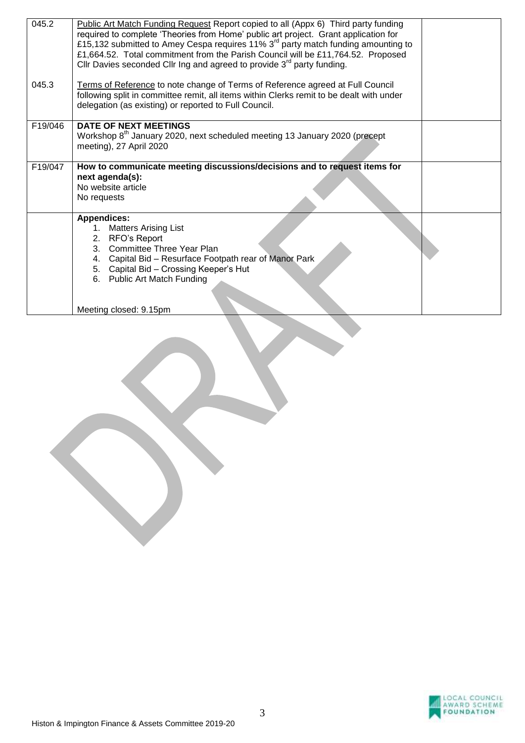| | | |
|---|---|---|
| 045.2 | Public Art Match Funding Request Report copied to all (Appx 6) Third party funding required to complete 'Theories from Home' public art project. Grant application for £15,132 submitted to Amey Cespa requires 11% 3rd party match funding amounting to £1,664.52. Total commitment from the Parish Council will be £11,764.52. Proposed Cllr Davies seconded Cllr Ing and agreed to provide 3rd party funding. | |
| 045.3 | Terms of Reference to note change of Terms of Reference agreed at Full Council following split in committee remit, all items within Clerks remit to be dealt with under delegation (as existing) or reported to Full Council. | |
| F19/046 | **DATE OF NEXT MEETINGS**<br>Workshop 8th January 2020, next scheduled meeting 13 January 2020 (precept meeting), 27 April 2020 | |
| F19/047 | **How to communicate meeting discussions/decisions and to request items for next agenda(s):**<br>No website article<br>No requests | |
| | **Appendices:**<br>1. Matters Arising List<br>2. RFO's Report<br>3. Committee Three Year Plan<br>4. Capital Bid – Resurface Footpath rear of Manor Park<br>5. Capital Bid – Crossing Keeper's Hut<br>6. Public Art Match Funding<br><br>Meeting closed: 9.15pm | |

DRAFT